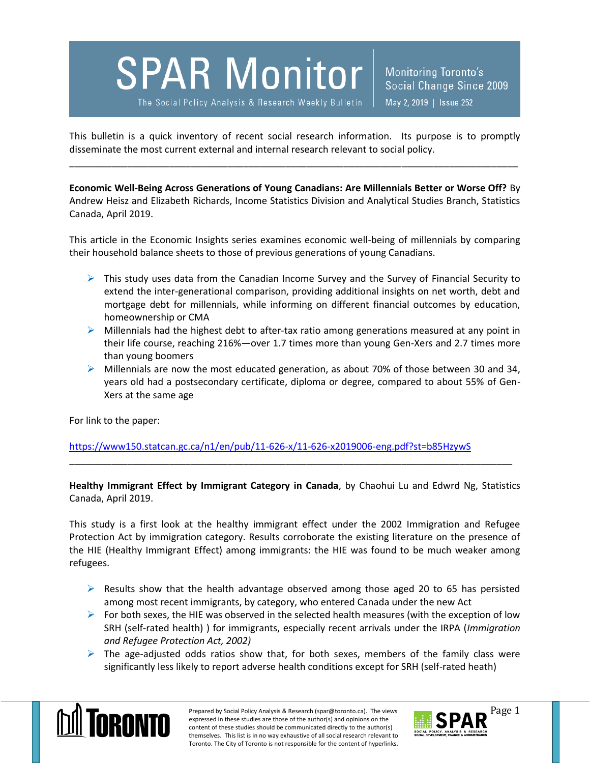# SPAR Monitor

The Social Policy Analysis & Research Weekly Bulletin

Monitoring Toronto's Social Change Since 2009

May 2, 2019 | Issue 252

This bulletin is a quick inventory of recent social research information. Its purpose is to promptly disseminate the most current external and internal research relevant to social policy.

---

**Economic Well-Being Across Generations of Young Canadians: Are Millennials Better or Worse Off?** By Andrew Heisz and Elizabeth Richards, Income Statistics Division and Analytical Studies Branch, Statistics Canada, April 2019.

This article in the Economic Insights series examines economic well-being of millennials by comparing their household balance sheets to those of previous generations of young Canadians.

- This study uses data from the Canadian Income Survey and the Survey of Financial Security to extend the inter-generational comparison, providing additional insights on net worth, debt and mortgage debt for millennials, while informing on different financial outcomes by education, homeownership or CMA
- Millennials had the highest debt to after-tax ratio among generations measured at any point in their life course, reaching 216%—over 1.7 times more than young Gen-Xers and 2.7 times more than young boomers
- Millennials are now the most educated generation, as about 70% of those between 30 and 34, years old had a postsecondary certificate, diploma or degree, compared to about 55% of Gen-Xers at the same age

For link to the paper:

https://www150.statcan.gc.ca/n1/en/pub/11-626-x/11-626-x2019006-eng.pdf?st=b85HzywS

---

**Healthy Immigrant Effect by Immigrant Category in Canada**, by Chaohui Lu and Edwrd Ng, Statistics Canada, April 2019.

This study is a first look at the healthy immigrant effect under the 2002 Immigration and Refugee Protection Act by immigration category. Results corroborate the existing literature on the presence of the HIE (Healthy Immigrant Effect) among immigrants: the HIE was found to be much weaker among refugees.

- Results show that the health advantage observed among those aged 20 to 65 has persisted among most recent immigrants, by category, who entered Canada under the new Act
- For both sexes, the HIE was observed in the selected health measures (with the exception of low SRH (self-rated health) ) for immigrants, especially recent arrivals under the IRPA (*Immigration and Refugee Protection Act, 2002)*
- The age-adjusted odds ratios show that, for both sexes, members of the family class were significantly less likely to report adverse health conditions except for SRH (self-rated heath)

Prepared by Social Policy Analysis & Research (spar@toronto.ca). The views expressed in these studies are those of the author(s) and opinions on the content of these studies should be communicated directly to the author(s) themselves. This list is in no way exhaustive of all social research relevant to Toronto. The City of Toronto is not responsible for the content of hyperlinks.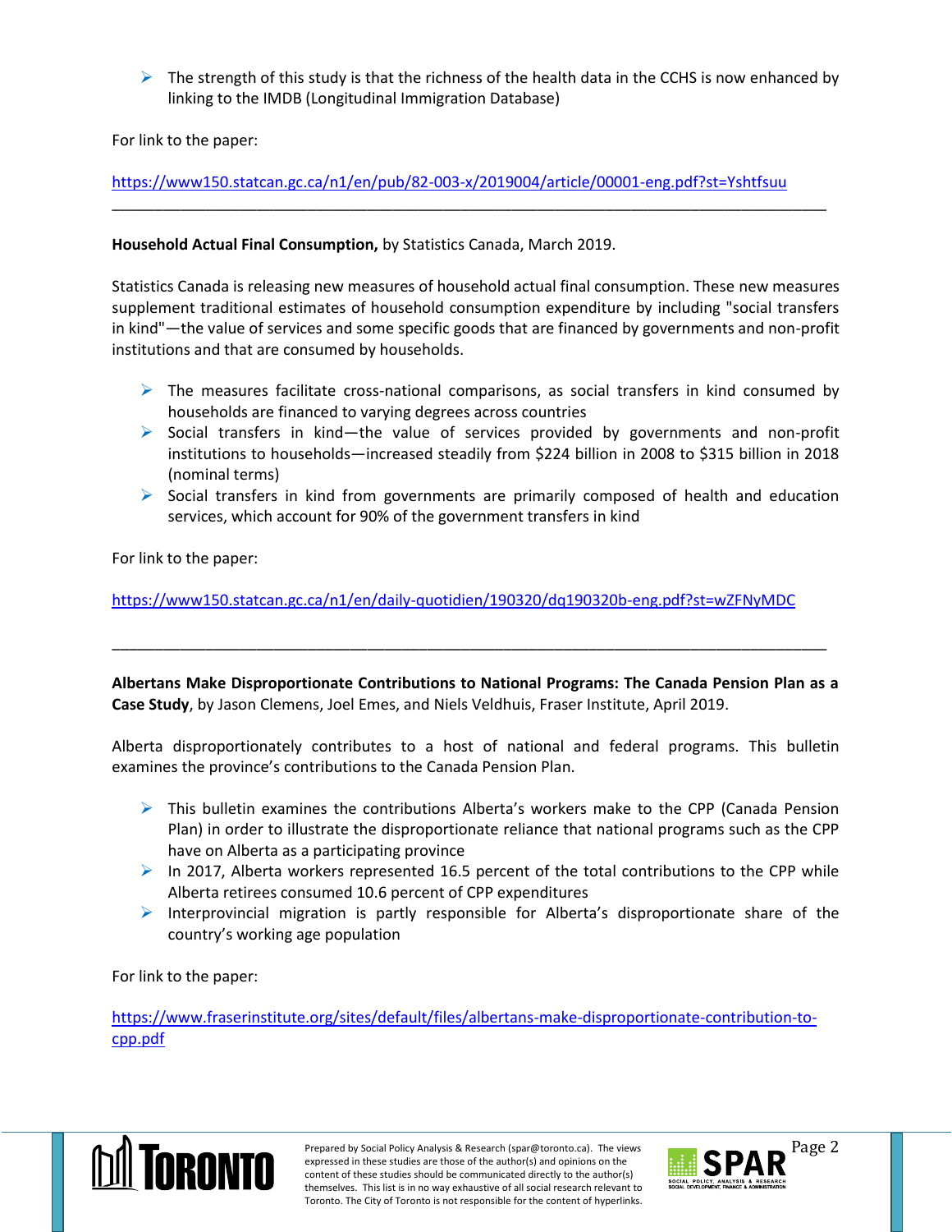- The strength of this study is that the richness of the health data in the CCHS is now enhanced by linking to the IMDB (Longitudinal Immigration Database)

For link to the paper:

https://www150.statcan.gc.ca/n1/en/pub/82-003-x/2019004/article/00001-eng.pdf?st=Yshtfsuu

---

**Household Actual Final Consumption,** by Statistics Canada, March 2019.

Statistics Canada is releasing new measures of household actual final consumption. These new measures supplement traditional estimates of household consumption expenditure by including "social transfers in kind"—the value of services and some specific goods that are financed by governments and non-profit institutions and that are consumed by households.

- The measures facilitate cross-national comparisons, as social transfers in kind consumed by households are financed to varying degrees across countries
- Social transfers in kind—the value of services provided by governments and non-profit institutions to households—increased steadily from $224 billion in 2008 to $315 billion in 2018 (nominal terms)
- Social transfers in kind from governments are primarily composed of health and education services, which account for 90% of the government transfers in kind

For link to the paper:

https://www150.statcan.gc.ca/n1/en/daily-quotidien/190320/dq190320b-eng.pdf?st=wZFNyMDC

---

**Albertans Make Disproportionate Contributions to National Programs: The Canada Pension Plan as a Case Study**, by Jason Clemens, Joel Emes, and Niels Veldhuis, Fraser Institute, April 2019.

Alberta disproportionately contributes to a host of national and federal programs. This bulletin examines the province's contributions to the Canada Pension Plan.

- This bulletin examines the contributions Alberta's workers make to the CPP (Canada Pension Plan) in order to illustrate the disproportionate reliance that national programs such as the CPP have on Alberta as a participating province
- In 2017, Alberta workers represented 16.5 percent of the total contributions to the CPP while Alberta retirees consumed 10.6 percent of CPP expenditures
- Interprovincial migration is partly responsible for Alberta's disproportionate share of the country's working age population

For link to the paper:

https://www.fraserinstitute.org/sites/default/files/albertans-make-disproportionate-contribution-to-cpp.pdf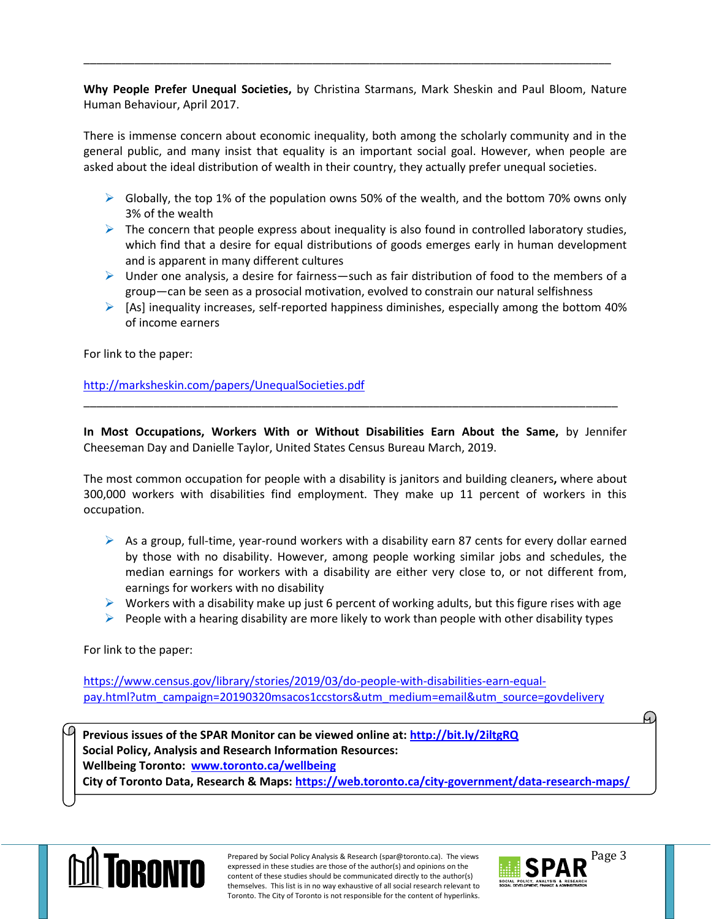---

**Why People Prefer Unequal Societies,** by Christina Starmans, Mark Sheskin and Paul Bloom, Nature Human Behaviour, April 2017.

There is immense concern about economic inequality, both among the scholarly community and in the general public, and many insist that equality is an important social goal. However, when people are asked about the ideal distribution of wealth in their country, they actually prefer unequal societies.

- Globally, the top 1% of the population owns 50% of the wealth, and the bottom 70% owns only 3% of the wealth
- The concern that people express about inequality is also found in controlled laboratory studies, which find that a desire for equal distributions of goods emerges early in human development and is apparent in many different cultures
- Under one analysis, a desire for fairness—such as fair distribution of food to the members of a group—can be seen as a prosocial motivation, evolved to constrain our natural selfishness
- [As] inequality increases, self-reported happiness diminishes, especially among the bottom 40% of income earners

For link to the paper:

http://marksheskin.com/papers/UnequalSocieties.pdf

---

**In Most Occupations, Workers With or Without Disabilities Earn About the Same,** by Jennifer Cheeseman Day and Danielle Taylor, United States Census Bureau March, 2019.

The most common occupation for people with a disability is janitors and building cleaners**,** where about 300,000 workers with disabilities find employment. They make up 11 percent of workers in this occupation.

- As a group, full-time, year-round workers with a disability earn 87 cents for every dollar earned by those with no disability. However, among people working similar jobs and schedules, the median earnings for workers with a disability are either very close to, or not different from, earnings for workers with no disability
- Workers with a disability make up just 6 percent of working adults, but this figure rises with age
- People with a hearing disability are more likely to work than people with other disability types

For link to the paper:

https://www.census.gov/library/stories/2019/03/do-people-with-disabilities-earn-equal-pay.html?utm_campaign=20190320msacos1ccstors&utm_medium=email&utm_source=govdelivery

**Previous issues of the SPAR Monitor can be viewed online at: http://bit.ly/2iltgRQ**
**Social Policy, Analysis and Research Information Resources:**
**Wellbeing Toronto: www.toronto.ca/wellbeing**
**City of Toronto Data, Research & Maps: https://web.toronto.ca/city-government/data-research-maps/**

Prepared by Social Policy Analysis & Research (spar@toronto.ca). The views expressed in these studies are those of the author(s) and opinions on the content of these studies should be communicated directly to the author(s) themselves. This list is in no way exhaustive of all social research relevant to Toronto. The City of Toronto is not responsible for the content of hyperlinks.